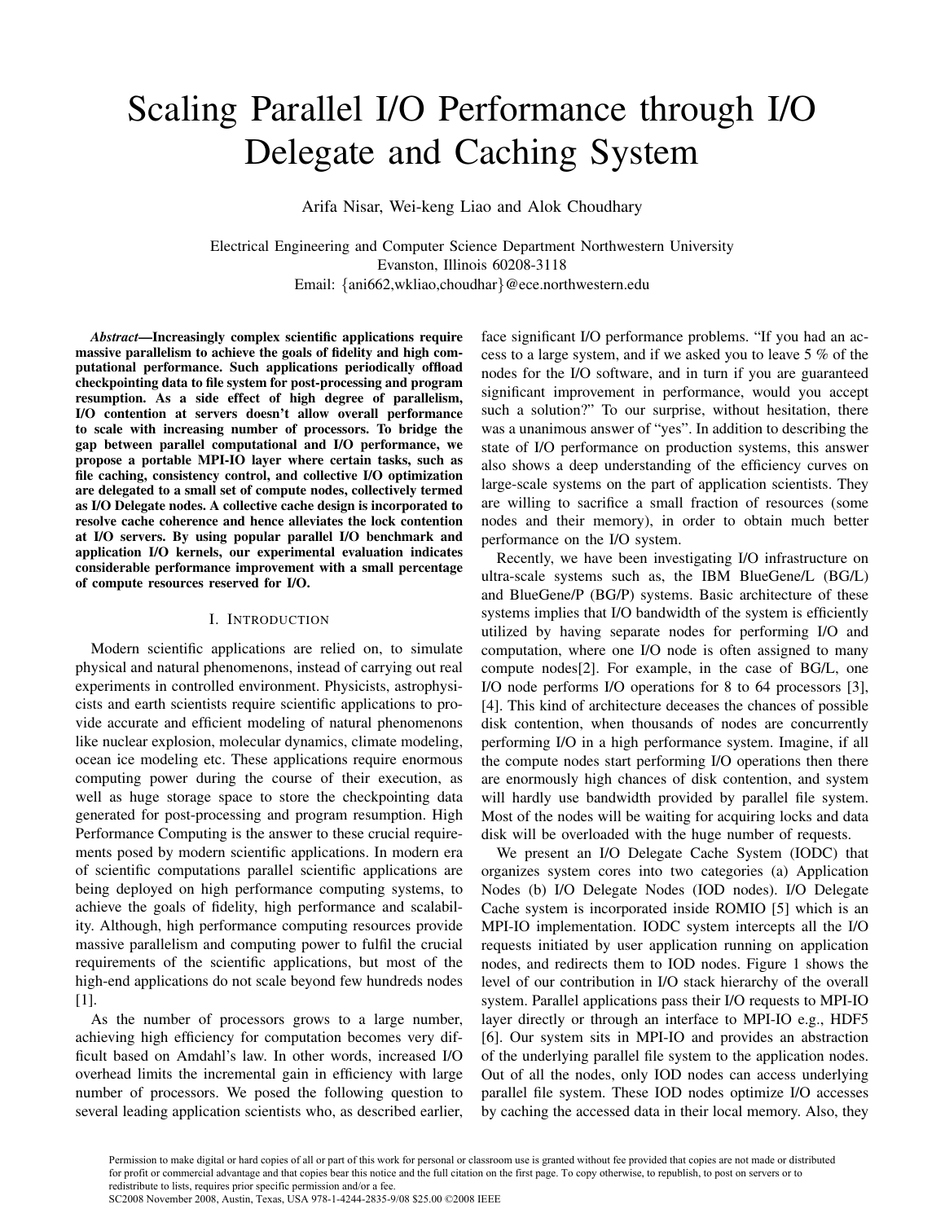# Scaling Parallel I/O Performance through I/O Delegate and Caching System

Arifa Nisar, Wei-keng Liao and Alok Choudhary

Electrical Engineering and Computer Science Department Northwestern University
Evanston, Illinois 60208-3118
Email: {ani662,wkliao,choudhar}@ece.northwestern.edu

***Abstract*—Increasingly complex scientific applications require massive parallelism to achieve the goals of fidelity and high computational performance. Such applications periodically offload checkpointing data to file system for post-processing and program resumption. As a side effect of high degree of parallelism, I/O contention at servers doesn't allow overall performance to scale with increasing number of processors. To bridge the gap between parallel computational and I/O performance, we propose a portable MPI-IO layer where certain tasks, such as file caching, consistency control, and collective I/O optimization are delegated to a small set of compute nodes, collectively termed as I/O Delegate nodes. A collective cache design is incorporated to resolve cache coherence and hence alleviates the lock contention at I/O servers. By using popular parallel I/O benchmark and application I/O kernels, our experimental evaluation indicates considerable performance improvement with a small percentage of compute resources reserved for I/O.**

## I. Introduction

Modern scientific applications are relied on, to simulate physical and natural phenomenons, instead of carrying out real experiments in controlled environment. Physicists, astrophysicists and earth scientists require scientific applications to provide accurate and efficient modeling of natural phenomenons like nuclear explosion, molecular dynamics, climate modeling, ocean ice modeling etc. These applications require enormous computing power during the course of their execution, as well as huge storage space to store the checkpointing data generated for post-processing and program resumption. High Performance Computing is the answer to these crucial requirements posed by modern scientific applications. In modern era of scientific computations parallel scientific applications are being deployed on high performance computing systems, to achieve the goals of fidelity, high performance and scalability. Although, high performance computing resources provide massive parallelism and computing power to fulfil the crucial requirements of the scientific applications, but most of the high-end applications do not scale beyond few hundreds nodes [1].

As the number of processors grows to a large number, achieving high efficiency for computation becomes very difficult based on Amdahl's law. In other words, increased I/O overhead limits the incremental gain in efficiency with large number of processors. We posed the following question to several leading application scientists who, as described earlier, face significant I/O performance problems. "If you had an access to a large system, and if we asked you to leave 5 % of the nodes for the I/O software, and in turn if you are guaranteed significant improvement in performance, would you accept such a solution?" To our surprise, without hesitation, there was a unanimous answer of "yes". In addition to describing the state of I/O performance on production systems, this answer also shows a deep understanding of the efficiency curves on large-scale systems on the part of application scientists. They are willing to sacrifice a small fraction of resources (some nodes and their memory), in order to obtain much better performance on the I/O system.

Recently, we have been investigating I/O infrastructure on ultra-scale systems such as, the IBM BlueGene/L (BG/L) and BlueGene/P (BG/P) systems. Basic architecture of these systems implies that I/O bandwidth of the system is efficiently utilized by having separate nodes for performing I/O and computation, where one I/O node is often assigned to many compute nodes[2]. For example, in the case of BG/L, one I/O node performs I/O operations for 8 to 64 processors [3], [4]. This kind of architecture deceases the chances of possible disk contention, when thousands of nodes are concurrently performing I/O in a high performance system. Imagine, if all the compute nodes start performing I/O operations then there are enormously high chances of disk contention, and system will hardly use bandwidth provided by parallel file system. Most of the nodes will be waiting for acquiring locks and data disk will be overloaded with the huge number of requests.

We present an I/O Delegate Cache System (IODC) that organizes system cores into two categories (a) Application Nodes (b) I/O Delegate Nodes (IOD nodes). I/O Delegate Cache system is incorporated inside ROMIO [5] which is an MPI-IO implementation. IODC system intercepts all the I/O requests initiated by user application running on application nodes, and redirects them to IOD nodes. Figure 1 shows the level of our contribution in I/O stack hierarchy of the overall system. Parallel applications pass their I/O requests to MPI-IO layer directly or through an interface to MPI-IO e.g., HDF5 [6]. Our system sits in MPI-IO and provides an abstraction of the underlying parallel file system to the application nodes. Out of all the nodes, only IOD nodes can access underlying parallel file system. These IOD nodes optimize I/O accesses by caching the accessed data in their local memory. Also, they

Permission to make digital or hard copies of all or part of this work for personal or classroom use is granted without fee provided that copies are not made or distributed for profit or commercial advantage and that copies bear this notice and the full citation on the first page. To copy otherwise, to republish, to post on servers or to redistribute to lists, requires prior specific permission and/or a fee.
SC2008 November 2008, Austin, Texas, USA 978-1-4244-2835-9/08 $25.00 ©2008 IEEE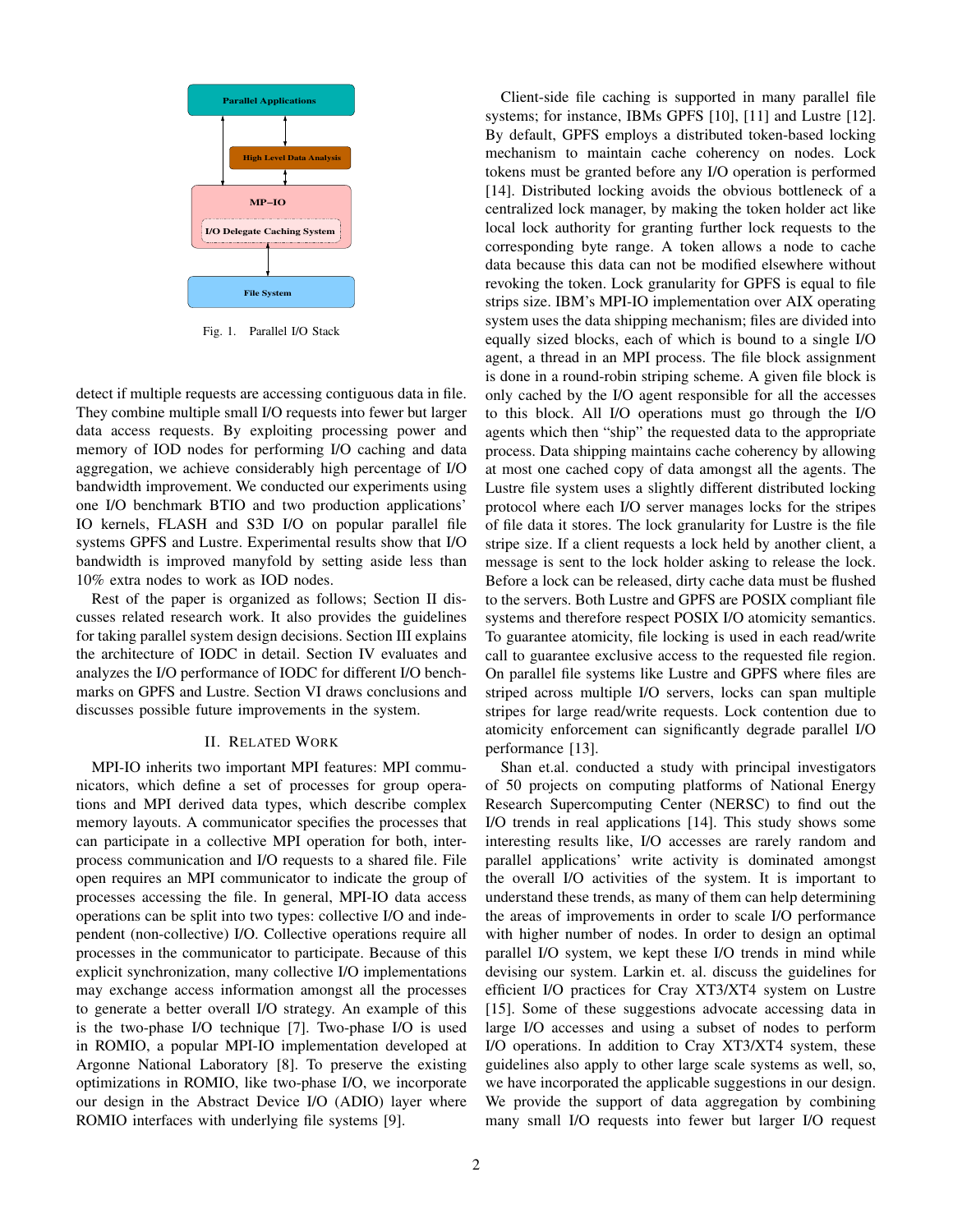Parallel Applications

High Level Data Analysis

MP–IO

I/O Delegate Caching System

File System

Fig. 1. Parallel I/O Stack

detect if multiple requests are accessing contiguous data in file. They combine multiple small I/O requests into fewer but larger data access requests. By exploiting processing power and memory of IOD nodes for performing I/O caching and data aggregation, we achieve considerably high percentage of I/O bandwidth improvement. We conducted our experiments using one I/O benchmark BTIO and two production applications' IO kernels, FLASH and S3D I/O on popular parallel file systems GPFS and Lustre. Experimental results show that I/O bandwidth is improved manyfold by setting aside less than 10% extra nodes to work as IOD nodes.

Rest of the paper is organized as follows; Section II discusses related research work. It also provides the guidelines for taking parallel system design decisions. Section III explains the architecture of IODC in detail. Section IV evaluates and analyzes the I/O performance of IODC for different I/O benchmarks on GPFS and Lustre. Section VI draws conclusions and discusses possible future improvements in the system.

## II. Related Work

MPI-IO inherits two important MPI features: MPI communicators, which define a set of processes for group operations and MPI derived data types, which describe complex memory layouts. A communicator specifies the processes that can participate in a collective MPI operation for both, inter-process communication and I/O requests to a shared file. File open requires an MPI communicator to indicate the group of processes accessing the file. In general, MPI-IO data access operations can be split into two types: collective I/O and independent (non-collective) I/O. Collective operations require all processes in the communicator to participate. Because of this explicit synchronization, many collective I/O implementations may exchange access information amongst all the processes to generate a better overall I/O strategy. An example of this is the two-phase I/O technique [7]. Two-phase I/O is used in ROMIO, a popular MPI-IO implementation developed at Argonne National Laboratory [8]. To preserve the existing optimizations in ROMIO, like two-phase I/O, we incorporate our design in the Abstract Device I/O (ADIO) layer where ROMIO interfaces with underlying file systems [9].

Client-side file caching is supported in many parallel file systems; for instance, IBMs GPFS [10], [11] and Lustre [12]. By default, GPFS employs a distributed token-based locking mechanism to maintain cache coherency on nodes. Lock tokens must be granted before any I/O operation is performed [14]. Distributed locking avoids the obvious bottleneck of a centralized lock manager, by making the token holder act like local lock authority for granting further lock requests to the corresponding byte range. A token allows a node to cache data because this data can not be modified elsewhere without revoking the token. Lock granularity for GPFS is equal to file strips size. IBM's MPI-IO implementation over AIX operating system uses the data shipping mechanism; files are divided into equally sized blocks, each of which is bound to a single I/O agent, a thread in an MPI process. The file block assignment is done in a round-robin striping scheme. A given file block is only cached by the I/O agent responsible for all the accesses to this block. All I/O operations must go through the I/O agents which then "ship" the requested data to the appropriate process. Data shipping maintains cache coherency by allowing at most one cached copy of data amongst all the agents. The Lustre file system uses a slightly different distributed locking protocol where each I/O server manages locks for the stripes of file data it stores. The lock granularity for Lustre is the file stripe size. If a client requests a lock held by another client, a message is sent to the lock holder asking to release the lock. Before a lock can be released, dirty cache data must be flushed to the servers. Both Lustre and GPFS are POSIX compliant file systems and therefore respect POSIX I/O atomicity semantics. To guarantee atomicity, file locking is used in each read/write call to guarantee exclusive access to the requested file region. On parallel file systems like Lustre and GPFS where files are striped across multiple I/O servers, locks can span multiple stripes for large read/write requests. Lock contention due to atomicity enforcement can significantly degrade parallel I/O performance [13].

Shan et.al. conducted a study with principal investigators of 50 projects on computing platforms of National Energy Research Supercomputing Center (NERSC) to find out the I/O trends in real applications [14]. This study shows some interesting results like, I/O accesses are rarely random and parallel applications' write activity is dominated amongst the overall I/O activities of the system. It is important to understand these trends, as many of them can help determining the areas of improvements in order to scale I/O performance with higher number of nodes. In order to design an optimal parallel I/O system, we kept these I/O trends in mind while devising our system. Larkin et. al. discuss the guidelines for efficient I/O practices for Cray XT3/XT4 system on Lustre [15]. Some of these suggestions advocate accessing data in large I/O accesses and using a subset of nodes to perform I/O operations. In addition to Cray XT3/XT4 system, these guidelines also apply to other large scale systems as well, so, we have incorporated the applicable suggestions in our design. We provide the support of data aggregation by combining many small I/O requests into fewer but larger I/O request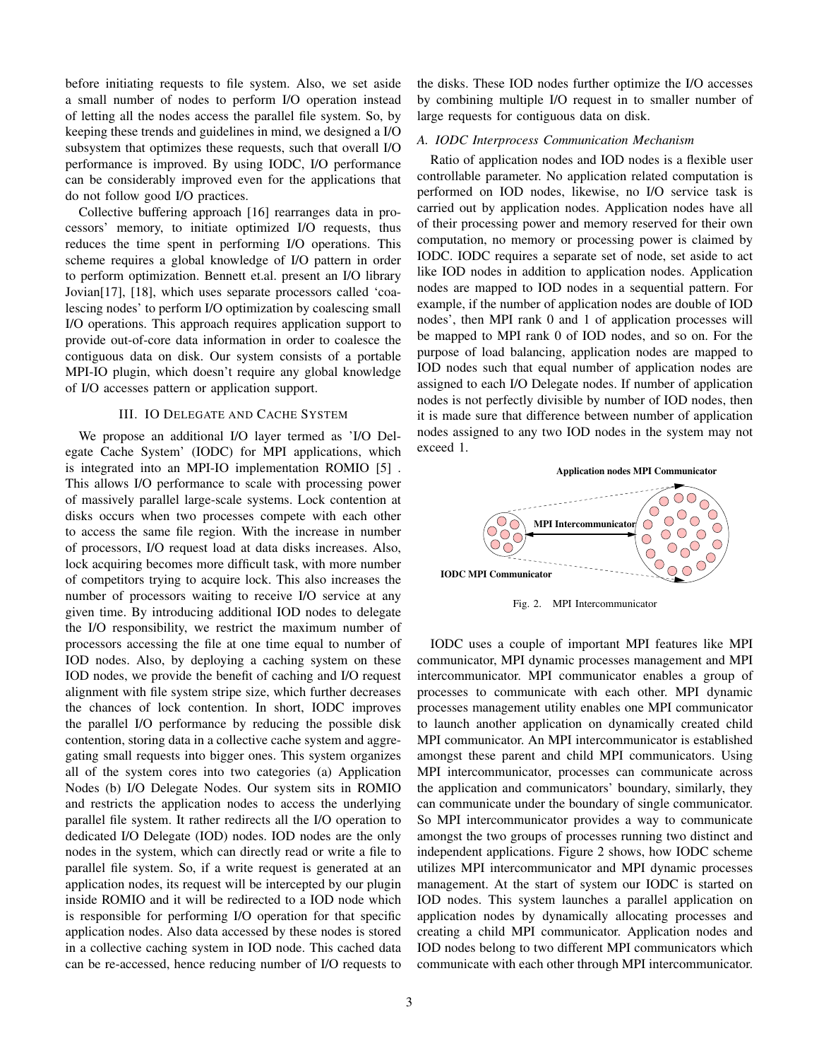before initiating requests to file system. Also, we set aside a small number of nodes to perform I/O operation instead of letting all the nodes access the parallel file system. So, by keeping these trends and guidelines in mind, we designed a I/O subsystem that optimizes these requests, such that overall I/O performance is improved. By using IODC, I/O performance can be considerably improved even for the applications that do not follow good I/O practices.

Collective buffering approach [16] rearranges data in processors' memory, to initiate optimized I/O requests, thus reduces the time spent in performing I/O operations. This scheme requires a global knowledge of I/O pattern in order to perform optimization. Bennett et.al. present an I/O library Jovian[17], [18], which uses separate processors called 'coalescing nodes' to perform I/O optimization by coalescing small I/O operations. This approach requires application support to provide out-of-core data information in order to coalesce the contiguous data on disk. Our system consists of a portable MPI-IO plugin, which doesn't require any global knowledge of I/O accesses pattern or application support.

## III. IO Delegate and Cache System

We propose an additional I/O layer termed as 'I/O Delegate Cache System' (IODC) for MPI applications, which is integrated into an MPI-IO implementation ROMIO [5] . This allows I/O performance to scale with processing power of massively parallel large-scale systems. Lock contention at disks occurs when two processes compete with each other to access the same file region. With the increase in number of processors, I/O request load at data disks increases. Also, lock acquiring becomes more difficult task, with more number of competitors trying to acquire lock. This also increases the number of processors waiting to receive I/O service at any given time. By introducing additional IOD nodes to delegate the I/O responsibility, we restrict the maximum number of processors accessing the file at one time equal to number of IOD nodes. Also, by deploying a caching system on these IOD nodes, we provide the benefit of caching and I/O request alignment with file system stripe size, which further decreases the chances of lock contention. In short, IODC improves the parallel I/O performance by reducing the possible disk contention, storing data in a collective cache system and aggregating small requests into bigger ones. This system organizes all of the system cores into two categories (a) Application Nodes (b) I/O Delegate Nodes. Our system sits in ROMIO and restricts the application nodes to access the underlying parallel file system. It rather redirects all the I/O operation to dedicated I/O Delegate (IOD) nodes. IOD nodes are the only nodes in the system, which can directly read or write a file to parallel file system. So, if a write request is generated at an application nodes, its request will be intercepted by our plugin inside ROMIO and it will be redirected to a IOD node which is responsible for performing I/O operation for that specific application nodes. Also data accessed by these nodes is stored in a collective caching system in IOD node. This cached data can be re-accessed, hence reducing number of I/O requests to the disks. These IOD nodes further optimize the I/O accesses by combining multiple I/O request in to smaller number of large requests for contiguous data on disk.

### A. IODC Interprocess Communication Mechanism

Ratio of application nodes and IOD nodes is a flexible user controllable parameter. No application related computation is performed on IOD nodes, likewise, no I/O service task is carried out by application nodes. Application nodes have all of their processing power and memory reserved for their own computation, no memory or processing power is claimed by IODC. IODC requires a separate set of node, set aside to act like IOD nodes in addition to application nodes. Application nodes are mapped to IOD nodes in a sequential pattern. For example, if the number of application nodes are double of IOD nodes', then MPI rank 0 and 1 of application processes will be mapped to MPI rank 0 of IOD nodes, and so on. For the purpose of load balancing, application nodes are mapped to IOD nodes such that equal number of application nodes are assigned to each I/O Delegate nodes. If number of application nodes is not perfectly divisible by number of IOD nodes, then it is made sure that difference between number of application nodes assigned to any two IOD nodes in the system may not exceed 1.

Application nodes MPI Communicator

MPI Intercommunicator

IODC MPI Communicator

Fig. 2. MPI Intercommunicator

IODC uses a couple of important MPI features like MPI communicator, MPI dynamic processes management and MPI intercommunicator. MPI communicator enables a group of processes to communicate with each other. MPI dynamic processes management utility enables one MPI communicator to launch another application on dynamically created child MPI communicator. An MPI intercommunicator is established amongst these parent and child MPI communicators. Using MPI intercommunicator, processes can communicate across the application and communicators' boundary, similarly, they can communicate under the boundary of single communicator. So MPI intercommunicator provides a way to communicate amongst the two groups of processes running two distinct and independent applications. Figure 2 shows, how IODC scheme utilizes MPI intercommunicator and MPI dynamic processes management. At the start of system our IODC is started on IOD nodes. This system launches a parallel application on application nodes by dynamically allocating processes and creating a child MPI communicator. Application nodes and IOD nodes belong to two different MPI communicators which communicate with each other through MPI intercommunicator.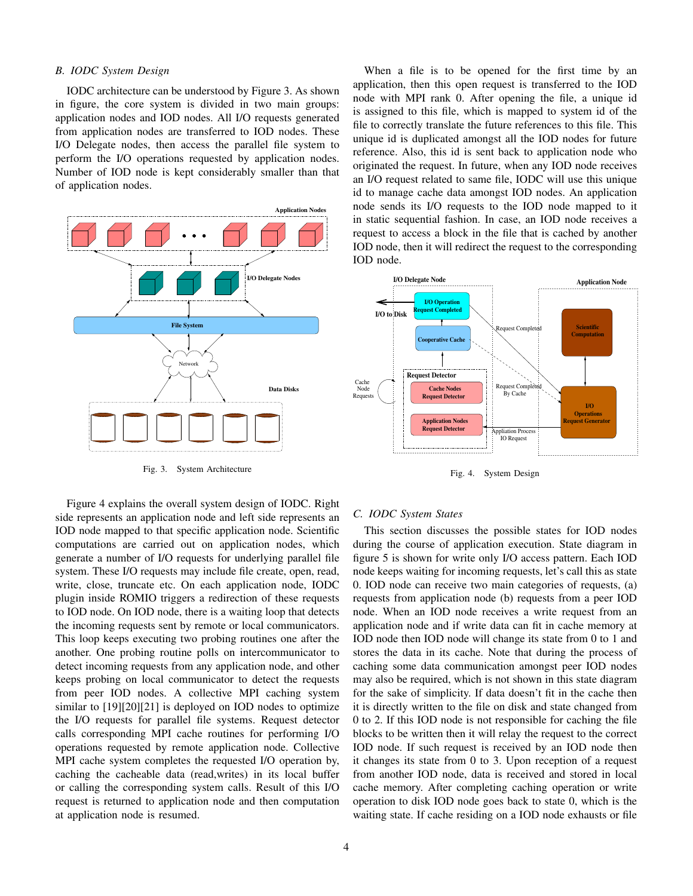### B. IODC System Design

IODC architecture can be understood by Figure 3. As shown in figure, the core system is divided in two main groups: application nodes and IOD nodes. All I/O requests generated from application nodes are transferred to IOD nodes. These I/O Delegate nodes, then access the parallel file system to perform the I/O operations requested by application nodes. Number of IOD node is kept considerably smaller than that of application nodes.

Fig. 3. System Architecture

Figure 4 explains the overall system design of IODC. Right side represents an application node and left side represents an IOD node mapped to that specific application node. Scientific computations are carried out on application nodes, which generate a number of I/O requests for underlying parallel file system. These I/O requests may include file create, open, read, write, close, truncate etc. On each application node, IODC plugin inside ROMIO triggers a redirection of these requests to IOD node. On IOD node, there is a waiting loop that detects the incoming requests sent by remote or local communicators. This loop keeps executing two probing routines one after the another. One probing routine polls on intercommunicator to detect incoming requests from any application node, and other keeps probing on local communicator to detect the requests from peer IOD nodes. A collective MPI caching system similar to [19][20][21] is deployed on IOD nodes to optimize the I/O requests for parallel file systems. Request detector calls corresponding MPI cache routines for performing I/O operations requested by remote application node. Collective MPI cache system completes the requested I/O operation by, caching the cacheable data (read,writes) in its local buffer or calling the corresponding system calls. Result of this I/O request is returned to application node and then computation at application node is resumed.

When a file is to be opened for the first time by an application, then this open request is transferred to the IOD node with MPI rank 0. After opening the file, a unique id is assigned to this file, which is mapped to system id of the file to correctly translate the future references to this file. This unique id is duplicated amongst all the IOD nodes for future reference. Also, this id is sent back to application node who originated the request. In future, when any IOD node receives an I/O request related to same file, IODC will use this unique id to manage cache data amongst IOD nodes. An application node sends its I/O requests to the IOD node mapped to it in static sequential fashion. In case, an IOD node receives a request to access a block in the file that is cached by another IOD node, then it will redirect the request to the corresponding IOD node.

Fig. 4. System Design

### C. IODC System States

This section discusses the possible states for IOD nodes during the course of application execution. State diagram in figure 5 is shown for write only I/O access pattern. Each IOD node keeps waiting for incoming requests, let's call this as state 0. IOD node can receive two main categories of requests, (a) requests from application node (b) requests from a peer IOD node. When an IOD node receives a write request from an application node and if write data can fit in cache memory at IOD node then IOD node will change its state from 0 to 1 and stores the data in its cache. Note that during the process of caching some data communication amongst peer IOD nodes may also be required, which is not shown in this state diagram for the sake of simplicity. If data doesn't fit in the cache then it is directly written to the file on disk and state changed from 0 to 2. If this IOD node is not responsible for caching the file blocks to be written then it will relay the request to the correct IOD node. If such request is received by an IOD node then it changes its state from 0 to 3. Upon reception of a request from another IOD node, data is received and stored in local cache memory. After completing caching operation or write operation to disk IOD node goes back to state 0, which is the waiting state. If cache residing on a IOD node exhausts or file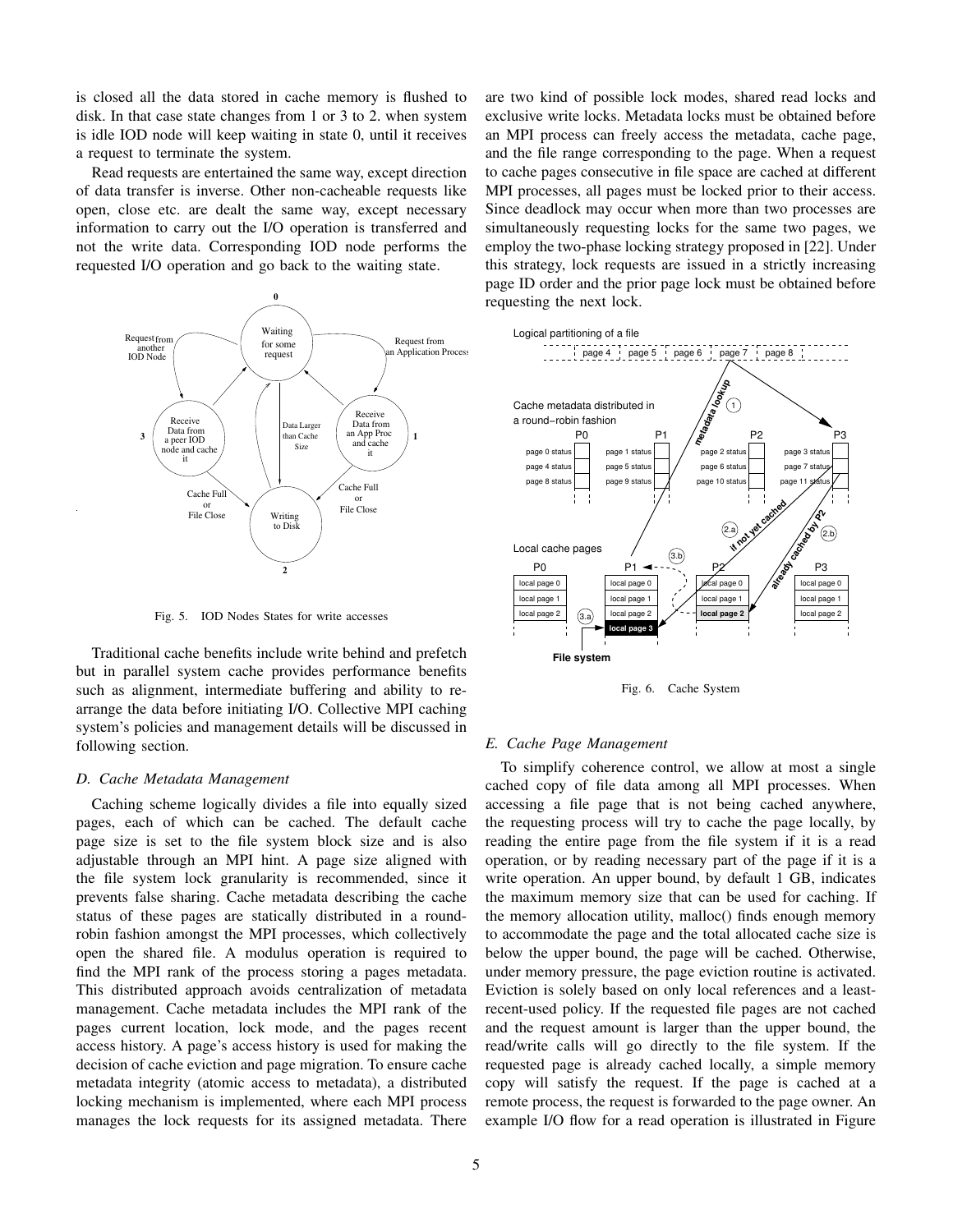is closed all the data stored in cache memory is flushed to disk. In that case state changes from 1 or 3 to 2. when system is idle IOD node will keep waiting in state 0, until it receives a request to terminate the system.

Read requests are entertained the same way, except direction of data transfer is inverse. Other non-cacheable requests like open, close etc. are dealt the same way, except necessary information to carry out the I/O operation is transferred and not the write data. Corresponding IOD node performs the requested I/O operation and go back to the waiting state.

0

Waiting
for some
request

Request from
another
IOD Node

Request from
an Application Process

3

Receive
Data from
a peer IOD
node and cache
it

Data Larger
than Cache
Size

Receive
Data from
an App Proc
and cache
it

1

Cache Full
or
File Close

Cache Full
or
File Close

Writing
to Disk

2

Fig. 5. IOD Nodes States for write accesses

Traditional cache benefits include write behind and prefetch but in parallel system cache provides performance benefits such as alignment, intermediate buffering and ability to re-arrange the data before initiating I/O. Collective MPI caching system's policies and management details will be discussed in following section.

### D. Cache Metadata Management

Caching scheme logically divides a file into equally sized pages, each of which can be cached. The default cache page size is set to the file system block size and is also adjustable through an MPI hint. A page size aligned with the file system lock granularity is recommended, since it prevents false sharing. Cache metadata describing the cache status of these pages are statically distributed in a round-robin fashion amongst the MPI processes, which collectively open the shared file. A modulus operation is required to find the MPI rank of the process storing a pages metadata. This distributed approach avoids centralization of metadata management. Cache metadata includes the MPI rank of the pages current location, lock mode, and the pages recent access history. A page's access history is used for making the decision of cache eviction and page migration. To ensure cache metadata integrity (atomic access to metadata), a distributed locking mechanism is implemented, where each MPI process manages the lock requests for its assigned metadata. There are two kind of possible lock modes, shared read locks and exclusive write locks. Metadata locks must be obtained before an MPI process can freely access the metadata, cache page, and the file range corresponding to the page. When a request to cache pages consecutive in file space are cached at different MPI processes, all pages must be locked prior to their access. Since deadlock may occur when more than two processes are simultaneously requesting locks for the same two pages, we employ the two-phase locking strategy proposed in [22]. Under this strategy, lock requests are issued in a strictly increasing page ID order and the prior page lock must be obtained before requesting the next lock.

Logical partitioning of a file

page 4 | page 5 | page 6 | page 7 | page 8

metadata lookup

1

Cache metadata distributed in
a round−robin fashion

P0 P1 P2 P3

page 0 status
page 4 status
page 8 status

page 1 status
page 5 status
page 9 status

page 2 status
page 6 status
page 10 status

page 3 status
page 7 status
page 11 status

2.a if not yet cached

already cached by P2 2.b

Local cache pages

P0 P1 3.b P2 P3

local page 0
local page 1
local page 2

local page 0
local page 1
local page 2
local page 3

local page 0
local page 1
local page 2

local page 0
local page 1
local page 2

3.a

File system

Fig. 6. Cache System

### E. Cache Page Management

To simplify coherence control, we allow at most a single cached copy of file data among all MPI processes. When accessing a file page that is not being cached anywhere, the requesting process will try to cache the page locally, by reading the entire page from the file system if it is a read operation, or by reading necessary part of the page if it is a write operation. An upper bound, by default 1 GB, indicates the maximum memory size that can be used for caching. If the memory allocation utility, malloc() finds enough memory to accommodate the page and the total allocated cache size is below the upper bound, the page will be cached. Otherwise, under memory pressure, the page eviction routine is activated. Eviction is solely based on only local references and a least-recent-used policy. If the requested file pages are not cached and the request amount is larger than the upper bound, the read/write calls will go directly to the file system. If the requested page is already cached locally, a simple memory copy will satisfy the request. If the page is cached at a remote process, the request is forwarded to the page owner. An example I/O flow for a read operation is illustrated in Figure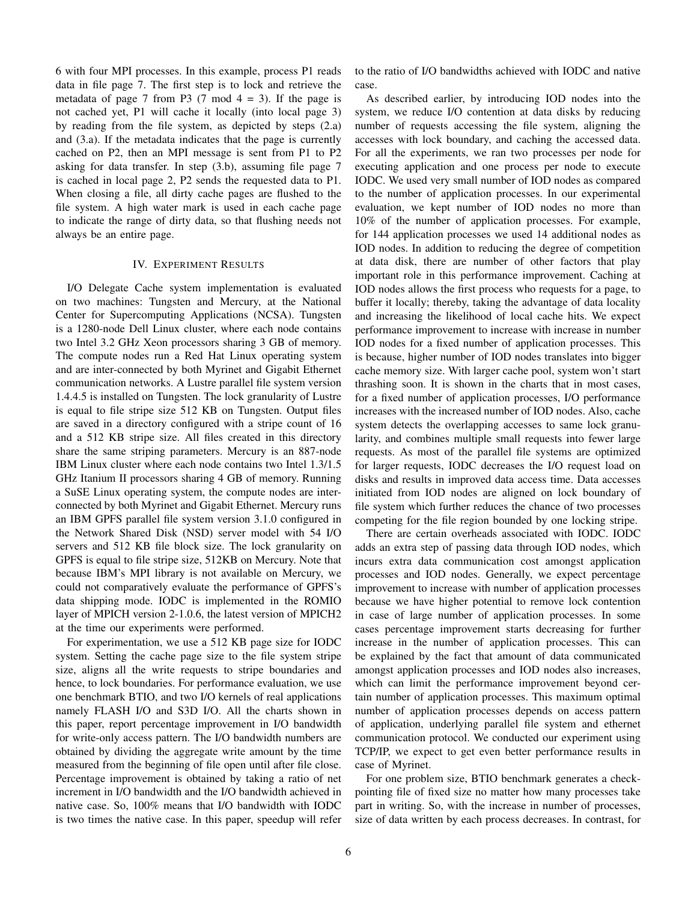6 with four MPI processes. In this example, process P1 reads data in file page 7. The first step is to lock and retrieve the metadata of page 7 from P3 (7 mod 4 = 3). If the page is not cached yet, P1 will cache it locally (into local page 3) by reading from the file system, as depicted by steps (2.a) and (3.a). If the metadata indicates that the page is currently cached on P2, then an MPI message is sent from P1 to P2 asking for data transfer. In step (3.b), assuming file page 7 is cached in local page 2, P2 sends the requested data to P1. When closing a file, all dirty cache pages are flushed to the file system. A high water mark is used in each cache page to indicate the range of dirty data, so that flushing needs not always be an entire page.

## IV. Experiment Results

I/O Delegate Cache system implementation is evaluated on two machines: Tungsten and Mercury, at the National Center for Supercomputing Applications (NCSA). Tungsten is a 1280-node Dell Linux cluster, where each node contains two Intel 3.2 GHz Xeon processors sharing 3 GB of memory. The compute nodes run a Red Hat Linux operating system and are inter-connected by both Myrinet and Gigabit Ethernet communication networks. A Lustre parallel file system version 1.4.4.5 is installed on Tungsten. The lock granularity of Lustre is equal to file stripe size 512 KB on Tungsten. Output files are saved in a directory configured with a stripe count of 16 and a 512 KB stripe size. All files created in this directory share the same striping parameters. Mercury is an 887-node IBM Linux cluster where each node contains two Intel 1.3/1.5 GHz Itanium II processors sharing 4 GB of memory. Running a SuSE Linux operating system, the compute nodes are inter-connected by both Myrinet and Gigabit Ethernet. Mercury runs an IBM GPFS parallel file system version 3.1.0 configured in the Network Shared Disk (NSD) server model with 54 I/O servers and 512 KB file block size. The lock granularity on GPFS is equal to file stripe size, 512KB on Mercury. Note that because IBM's MPI library is not available on Mercury, we could not comparatively evaluate the performance of GPFS's data shipping mode. IODC is implemented in the ROMIO layer of MPICH version 2-1.0.6, the latest version of MPICH2 at the time our experiments were performed.

For experimentation, we use a 512 KB page size for IODC system. Setting the cache page size to the file system stripe size, aligns all the write requests to stripe boundaries and hence, to lock boundaries. For performance evaluation, we use one benchmark BTIO, and two I/O kernels of real applications namely FLASH I/O and S3D I/O. All the charts shown in this paper, report percentage improvement in I/O bandwidth for write-only access pattern. The I/O bandwidth numbers are obtained by dividing the aggregate write amount by the time measured from the beginning of file open until after file close. Percentage improvement is obtained by taking a ratio of net increment in I/O bandwidth and the I/O bandwidth achieved in native case. So, 100% means that I/O bandwidth with IODC is two times the native case. In this paper, speedup will refer to the ratio of I/O bandwidths achieved with IODC and native case.

As described earlier, by introducing IOD nodes into the system, we reduce I/O contention at data disks by reducing number of requests accessing the file system, aligning the accesses with lock boundary, and caching the accessed data. For all the experiments, we ran two processes per node for executing application and one process per node to execute IODC. We used very small number of IOD nodes as compared to the number of application processes. In our experimental evaluation, we kept number of IOD nodes no more than 10% of the number of application processes. For example, for 144 application processes we used 14 additional nodes as IOD nodes. In addition to reducing the degree of competition at data disk, there are number of other factors that play important role in this performance improvement. Caching at IOD nodes allows the first process who requests for a page, to buffer it locally; thereby, taking the advantage of data locality and increasing the likelihood of local cache hits. We expect performance improvement to increase with increase in number IOD nodes for a fixed number of application processes. This is because, higher number of IOD nodes translates into bigger cache memory size. With larger cache pool, system won't start thrashing soon. It is shown in the charts that in most cases, for a fixed number of application processes, I/O performance increases with the increased number of IOD nodes. Also, cache system detects the overlapping accesses to same lock granularity, and combines multiple small requests into fewer large requests. As most of the parallel file systems are optimized for larger requests, IODC decreases the I/O request load on disks and results in improved data access time. Data accesses initiated from IOD nodes are aligned on lock boundary of file system which further reduces the chance of two processes competing for the file region bounded by one locking stripe.

There are certain overheads associated with IODC. IODC adds an extra step of passing data through IOD nodes, which incurs extra data communication cost amongst application processes and IOD nodes. Generally, we expect percentage improvement to increase with number of application processes because we have higher potential to remove lock contention in case of large number of application processes. In some cases percentage improvement starts decreasing for further increase in the number of application processes. This can be explained by the fact that amount of data communicated amongst application processes and IOD nodes also increases, which can limit the performance improvement beyond certain number of application processes. This maximum optimal number of application processes depends on access pattern of application, underlying parallel file system and ethernet communication protocol. We conducted our experiment using TCP/IP, we expect to get even better performance results in case of Myrinet.

For one problem size, BTIO benchmark generates a checkpointing file of fixed size no matter how many processes take part in writing. So, with the increase in number of processes, size of data written by each process decreases. In contrast, for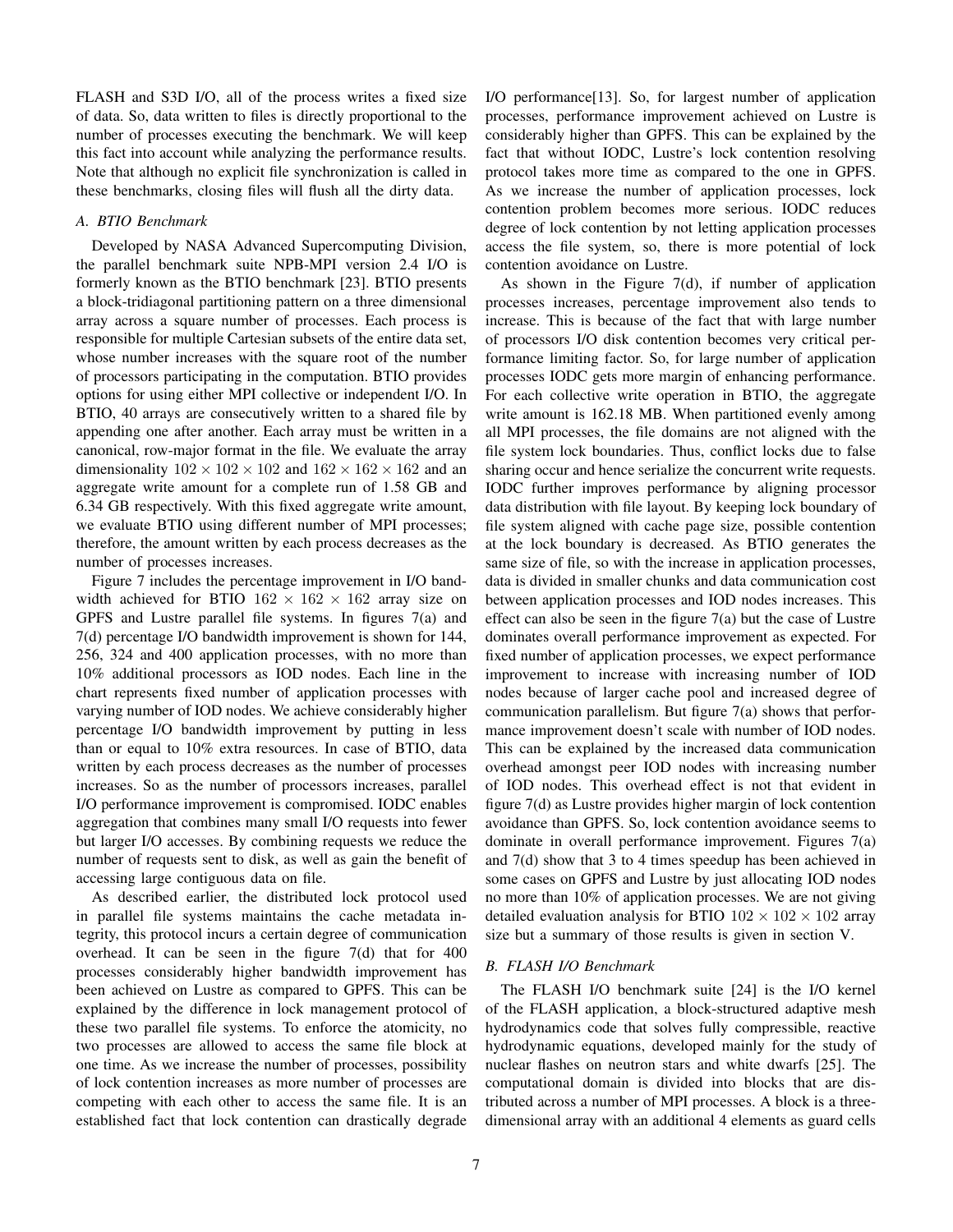FLASH and S3D I/O, all of the process writes a fixed size of data. So, data written to files is directly proportional to the number of processes executing the benchmark. We will keep this fact into account while analyzing the performance results. Note that although no explicit file synchronization is called in these benchmarks, closing files will flush all the dirty data.

### *A. BTIO Benchmark*

Developed by NASA Advanced Supercomputing Division, the parallel benchmark suite NPB-MPI version 2.4 I/O is formerly known as the BTIO benchmark [23]. BTIO presents a block-tridiagonal partitioning pattern on a three dimensional array across a square number of processes. Each process is responsible for multiple Cartesian subsets of the entire data set, whose number increases with the square root of the number of processors participating in the computation. BTIO provides options for using either MPI collective or independent I/O. In BTIO, 40 arrays are consecutively written to a shared file by appending one after another. Each array must be written in a canonical, row-major format in the file. We evaluate the array dimensionality $102 \times 102 \times 102$ and $162 \times 162 \times 162$ and an aggregate write amount for a complete run of 1.58 GB and 6.34 GB respectively. With this fixed aggregate write amount, we evaluate BTIO using different number of MPI processes; therefore, the amount written by each process decreases as the number of processes increases.

Figure 7 includes the percentage improvement in I/O bandwidth achieved for BTIO $162 \times 162 \times 162$ array size on GPFS and Lustre parallel file systems. In figures 7(a) and 7(d) percentage I/O bandwidth improvement is shown for 144, 256, 324 and 400 application processes, with no more than 10% additional processors as IOD nodes. Each line in the chart represents fixed number of application processes with varying number of IOD nodes. We achieve considerably higher percentage I/O bandwidth improvement by putting in less than or equal to 10% extra resources. In case of BTIO, data written by each process decreases as the number of processes increases. So as the number of processors increases, parallel I/O performance improvement is compromised. IODC enables aggregation that combines many small I/O requests into fewer but larger I/O accesses. By combining requests we reduce the number of requests sent to disk, as well as gain the benefit of accessing large contiguous data on file.

As described earlier, the distributed lock protocol used in parallel file systems maintains the cache metadata integrity, this protocol incurs a certain degree of communication overhead. It can be seen in the figure 7(d) that for 400 processes considerably higher bandwidth improvement has been achieved on Lustre as compared to GPFS. This can be explained by the difference in lock management protocol of these two parallel file systems. To enforce the atomicity, no two processes are allowed to access the same file block at one time. As we increase the number of processes, possibility of lock contention increases as more number of processes are competing with each other to access the same file. It is an established fact that lock contention can drastically degrade I/O performance[13]. So, for largest number of application processes, performance improvement achieved on Lustre is considerably higher than GPFS. This can be explained by the fact that without IODC, Lustre's lock contention resolving protocol takes more time as compared to the one in GPFS. As we increase the number of application processes, lock contention problem becomes more serious. IODC reduces degree of lock contention by not letting application processes access the file system, so, there is more potential of lock contention avoidance on Lustre.

As shown in the Figure 7(d), if number of application processes increases, percentage improvement also tends to increase. This is because of the fact that with large number of processors I/O disk contention becomes very critical performance limiting factor. So, for large number of application processes IODC gets more margin of enhancing performance. For each collective write operation in BTIO, the aggregate write amount is 162.18 MB. When partitioned evenly among all MPI processes, the file domains are not aligned with the file system lock boundaries. Thus, conflict locks due to false sharing occur and hence serialize the concurrent write requests. IODC further improves performance by aligning processor data distribution with file layout. By keeping lock boundary of file system aligned with cache page size, possible contention at the lock boundary is decreased. As BTIO generates the same size of file, so with the increase in application processes, data is divided in smaller chunks and data communication cost between application processes and IOD nodes increases. This effect can also be seen in the figure 7(a) but the case of Lustre dominates overall performance improvement as expected. For fixed number of application processes, we expect performance improvement to increase with increasing number of IOD nodes because of larger cache pool and increased degree of communication parallelism. But figure 7(a) shows that performance improvement doesn't scale with number of IOD nodes. This can be explained by the increased data communication overhead amongst peer IOD nodes with increasing number of IOD nodes. This overhead effect is not that evident in figure 7(d) as Lustre provides higher margin of lock contention avoidance than GPFS. So, lock contention avoidance seems to dominate in overall performance improvement. Figures 7(a) and 7(d) show that 3 to 4 times speedup has been achieved in some cases on GPFS and Lustre by just allocating IOD nodes no more than 10% of application processes. We are not giving detailed evaluation analysis for BTIO $102 \times 102 \times 102$ array size but a summary of those results is given in section V.

### *B. FLASH I/O Benchmark*

The FLASH I/O benchmark suite [24] is the I/O kernel of the FLASH application, a block-structured adaptive mesh hydrodynamics code that solves fully compressible, reactive hydrodynamic equations, developed mainly for the study of nuclear flashes on neutron stars and white dwarfs [25]. The computational domain is divided into blocks that are distributed across a number of MPI processes. A block is a three-dimensional array with an additional 4 elements as guard cells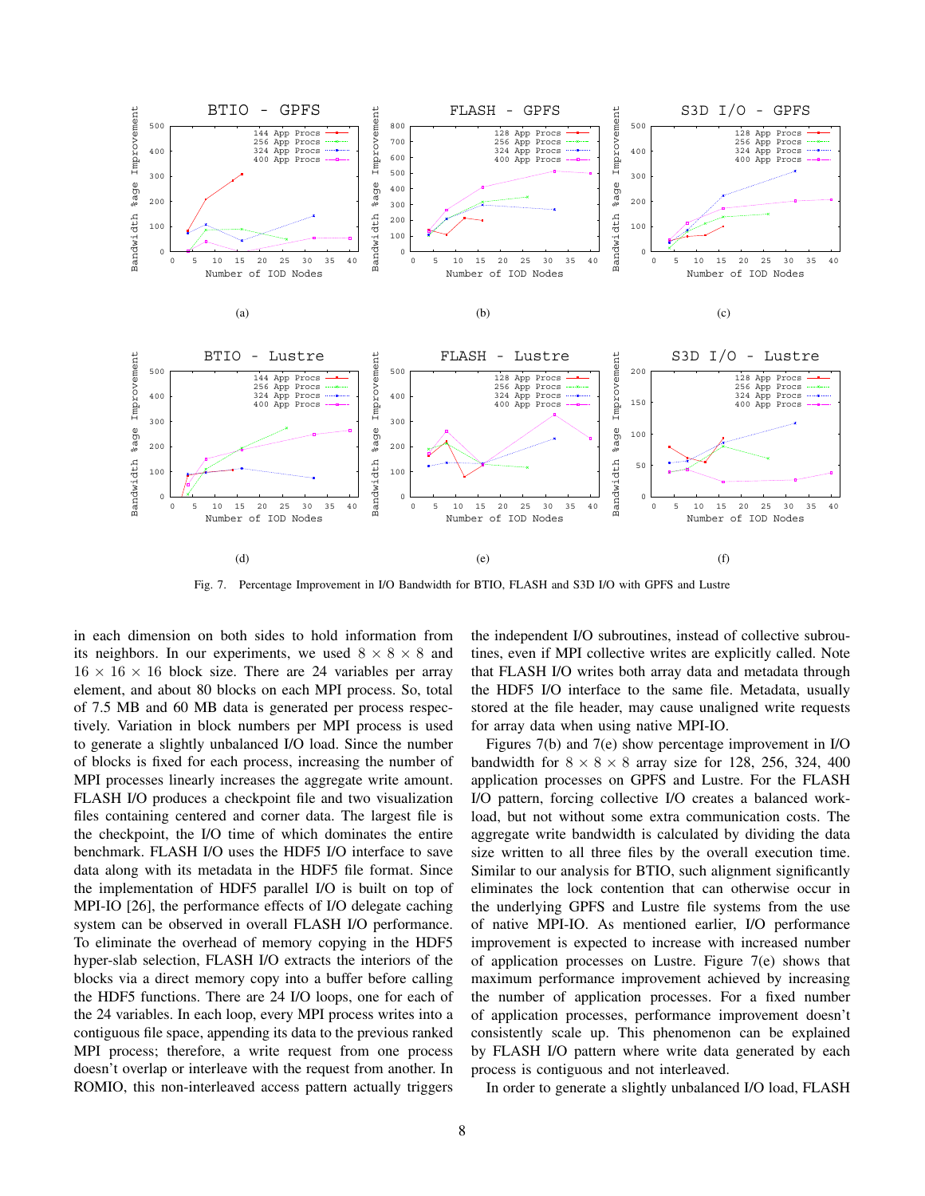(a)

(b)

(c)

(d)

(e)

(f)

Fig. 7. Percentage Improvement in I/O Bandwidth for BTIO, FLASH and S3D I/O with GPFS and Lustre

in each dimension on both sides to hold information from its neighbors. In our experiments, we used $8 \times 8 \times 8$ and $16 \times 16 \times 16$ block size. There are 24 variables per array element, and about 80 blocks on each MPI process. So, total of 7.5 MB and 60 MB data is generated per process respectively. Variation in block numbers per MPI process is used to generate a slightly unbalanced I/O load. Since the number of blocks is fixed for each process, increasing the number of MPI processes linearly increases the aggregate write amount. FLASH I/O produces a checkpoint file and two visualization files containing centered and corner data. The largest file is the checkpoint, the I/O time of which dominates the entire benchmark. FLASH I/O uses the HDF5 I/O interface to save data along with its metadata in the HDF5 file format. Since the implementation of HDF5 parallel I/O is built on top of MPI-IO [26], the performance effects of I/O delegate caching system can be observed in overall FLASH I/O performance. To eliminate the overhead of memory copying in the HDF5 hyper-slab selection, FLASH I/O extracts the interiors of the blocks via a direct memory copy into a buffer before calling the HDF5 functions. There are 24 I/O loops, one for each of the 24 variables. In each loop, every MPI process writes into a contiguous file space, appending its data to the previous ranked MPI process; therefore, a write request from one process doesn't overlap or interleave with the request from another. In ROMIO, this non-interleaved access pattern actually triggers the independent I/O subroutines, instead of collective subroutines, even if MPI collective writes are explicitly called. Note that FLASH I/O writes both array data and metadata through the HDF5 I/O interface to the same file. Metadata, usually stored at the file header, may cause unaligned write requests for array data when using native MPI-IO.

Figures 7(b) and 7(e) show percentage improvement in I/O bandwidth for $8 \times 8 \times 8$ array size for 128, 256, 324, 400 application processes on GPFS and Lustre. For the FLASH I/O pattern, forcing collective I/O creates a balanced workload, but not without some extra communication costs. The aggregate write bandwidth is calculated by dividing the data size written to all three files by the overall execution time. Similar to our analysis for BTIO, such alignment significantly eliminates the lock contention that can otherwise occur in the underlying GPFS and Lustre file systems from the use of native MPI-IO. As mentioned earlier, I/O performance improvement is expected to increase with increased number of application processes on Lustre. Figure 7(e) shows that maximum performance improvement achieved by increasing the number of application processes. For a fixed number of application processes, performance improvement doesn't consistently scale up. This phenomenon can be explained by FLASH I/O pattern where write data generated by each process is contiguous and not interleaved.

In order to generate a slightly unbalanced I/O load, FLASH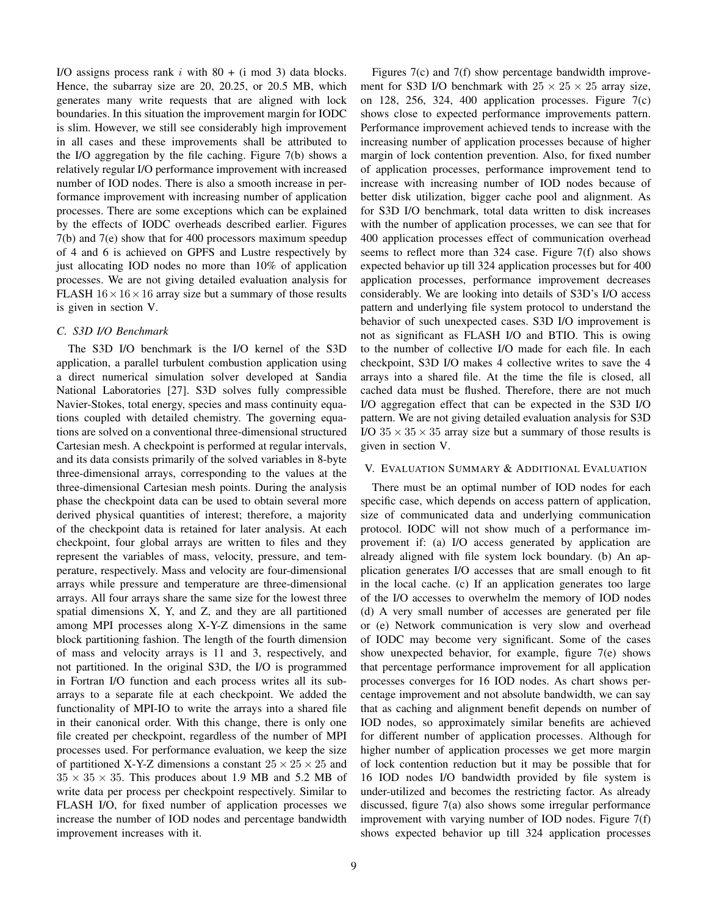I/O assigns process rank $i$ with 80 + (i mod 3) data blocks. Hence, the subarray size are 20, 20.25, or 20.5 MB, which generates many write requests that are aligned with lock boundaries. In this situation the improvement margin for IODC is slim. However, we still see considerably high improvement in all cases and these improvements shall be attributed to the I/O aggregation by the file caching. Figure 7(b) shows a relatively regular I/O performance improvement with increased number of IOD nodes. There is also a smooth increase in performance improvement with increasing number of application processes. There are some exceptions which can be explained by the effects of IODC overheads described earlier. Figures 7(b) and 7(e) show that for 400 processors maximum speedup of 4 and 6 is achieved on GPFS and Lustre respectively by just allocating IOD nodes no more than 10% of application processes. We are not giving detailed evaluation analysis for FLASH $16 \times 16 \times 16$ array size but a summary of those results is given in section V.

### C. S3D I/O Benchmark

The S3D I/O benchmark is the I/O kernel of the S3D application, a parallel turbulent combustion application using a direct numerical simulation solver developed at Sandia National Laboratories [27]. S3D solves fully compressible Navier-Stokes, total energy, species and mass continuity equations coupled with detailed chemistry. The governing equations are solved on a conventional three-dimensional structured Cartesian mesh. A checkpoint is performed at regular intervals, and its data consists primarily of the solved variables in 8-byte three-dimensional arrays, corresponding to the values at the three-dimensional Cartesian mesh points. During the analysis phase the checkpoint data can be used to obtain several more derived physical quantities of interest; therefore, a majority of the checkpoint data is retained for later analysis. At each checkpoint, four global arrays are written to files and they represent the variables of mass, velocity, pressure, and temperature, respectively. Mass and velocity are four-dimensional arrays while pressure and temperature are three-dimensional arrays. All four arrays share the same size for the lowest three spatial dimensions X, Y, and Z, and they are all partitioned among MPI processes along X-Y-Z dimensions in the same block partitioning fashion. The length of the fourth dimension of mass and velocity arrays is 11 and 3, respectively, and not partitioned. In the original S3D, the I/O is programmed in Fortran I/O function and each process writes all its subarrays to a separate file at each checkpoint. We added the functionality of MPI-IO to write the arrays into a shared file in their canonical order. With this change, there is only one file created per checkpoint, regardless of the number of MPI processes used. For performance evaluation, we keep the size of partitioned X-Y-Z dimensions a constant $25 \times 25 \times 25$ and $35 \times 35 \times 35$. This produces about 1.9 MB and 5.2 MB of write data per process per checkpoint respectively. Similar to FLASH I/O, for fixed number of application processes we increase the number of IOD nodes and percentage bandwidth improvement increases with it.

Figures 7(c) and 7(f) show percentage bandwidth improvement for S3D I/O benchmark with $25 \times 25 \times 25$ array size, on 128, 256, 324, 400 application processes. Figure 7(c) shows close to expected performance improvements pattern. Performance improvement achieved tends to increase with the increasing number of application processes because of higher margin of lock contention prevention. Also, for fixed number of application processes, performance improvement tend to increase with increasing number of IOD nodes because of better disk utilization, bigger cache pool and alignment. As for S3D I/O benchmark, total data written to disk increases with the number of application processes, we can see that for 400 application processes effect of communication overhead seems to reflect more than 324 case. Figure 7(f) also shows expected behavior up till 324 application processes but for 400 application processes, performance improvement decreases considerably. We are looking into details of S3D's I/O access pattern and underlying file system protocol to understand the behavior of such unexpected cases. S3D I/O improvement is not as significant as FLASH I/O and BTIO. This is owing to the number of collective I/O made for each file. In each checkpoint, S3D I/O makes 4 collective writes to save the 4 arrays into a shared file. At the time the file is closed, all cached data must be flushed. Therefore, there are not much I/O aggregation effect that can be expected in the S3D I/O pattern. We are not giving detailed evaluation analysis for S3D I/O $35 \times 35 \times 35$ array size but a summary of those results is given in section V.

## V. Evaluation Summary & Additional Evaluation

There must be an optimal number of IOD nodes for each specific case, which depends on access pattern of application, size of communicated data and underlying communication protocol. IODC will not show much of a performance improvement if: (a) I/O access generated by application are already aligned with file system lock boundary. (b) An application generates I/O accesses that are small enough to fit in the local cache. (c) If an application generates too large of the I/O accesses to overwhelm the memory of IOD nodes (d) A very small number of accesses are generated per file or (e) Network communication is very slow and overhead of IODC may become very significant. Some of the cases show unexpected behavior, for example, figure 7(e) shows that percentage performance improvement for all application processes converges for 16 IOD nodes. As chart shows percentage improvement and not absolute bandwidth, we can say that as caching and alignment benefit depends on number of IOD nodes, so approximately similar benefits are achieved for different number of application processes. Although for higher number of application processes we get more margin of lock contention reduction but it may be possible that for 16 IOD nodes I/O bandwidth provided by file system is under-utilized and becomes the restricting factor. As already discussed, figure 7(a) also shows some irregular performance improvement with varying number of IOD nodes. Figure 7(f) shows expected behavior up till 324 application processes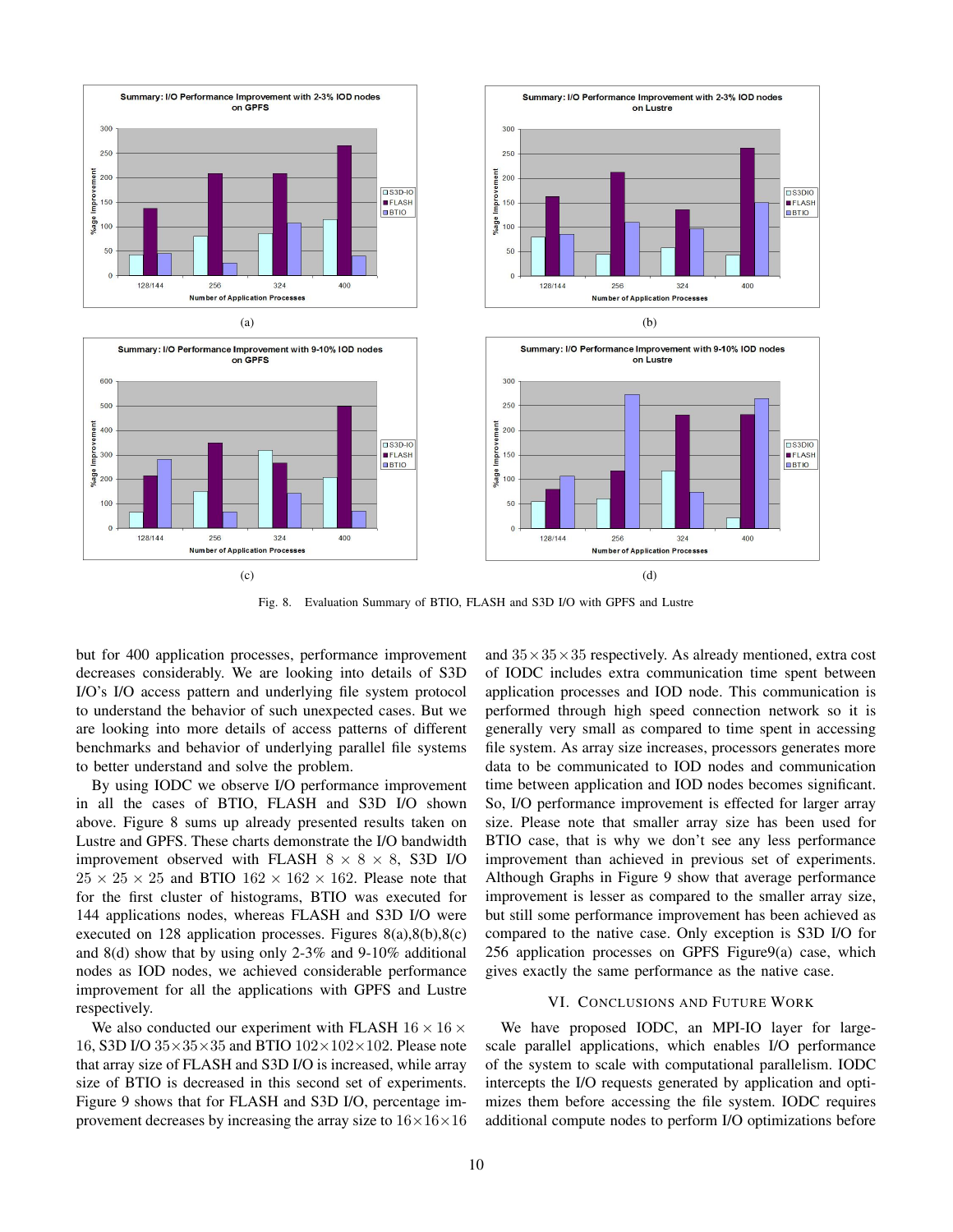Fig. 8. Evaluation Summary of BTIO, FLASH and S3D I/O with GPFS and Lustre

but for 400 application processes, performance improvement decreases considerably. We are looking into details of S3D I/O's I/O access pattern and underlying file system protocol to understand the behavior of such unexpected cases. But we are looking into more details of access patterns of different benchmarks and behavior of underlying parallel file systems to better understand and solve the problem.

By using IODC we observe I/O performance improvement in all the cases of BTIO, FLASH and S3D I/O shown above. Figure 8 sums up already presented results taken on Lustre and GPFS. These charts demonstrate the I/O bandwidth improvement observed with FLASH $8 \times 8 \times 8$, S3D I/O $25 \times 25 \times 25$ and BTIO $162 \times 162 \times 162$. Please note that for the first cluster of histograms, BTIO was executed for 144 applications nodes, whereas FLASH and S3D I/O were executed on 128 application processes. Figures 8(a),8(b),8(c) and 8(d) show that by using only 2-3% and 9-10% additional nodes as IOD nodes, we achieved considerable performance improvement for all the applications with GPFS and Lustre respectively.

We also conducted our experiment with FLASH $16 \times 16 \times 16$, S3D I/O $35 \times 35 \times 35$ and BTIO $102 \times 102 \times 102$. Please note that array size of FLASH and S3D I/O is increased, while array size of BTIO is decreased in this second set of experiments. Figure 9 shows that for FLASH and S3D I/O, percentage improvement decreases by increasing the array size to $16 \times 16 \times 16$ and $35 \times 35 \times 35$ respectively. As already mentioned, extra cost of IODC includes extra communication time spent between application processes and IOD node. This communication is performed through high speed connection network so it is generally very small as compared to time spent in accessing file system. As array size increases, processors generates more data to be communicated to IOD nodes and communication time between application and IOD nodes becomes significant. So, I/O performance improvement is effected for larger array size. Please note that smaller array size has been used for BTIO case, that is why we don't see any less performance improvement than achieved in previous set of experiments. Although Graphs in Figure 9 show that average performance improvement is lesser as compared to the smaller array size, but still some performance improvement has been achieved as compared to the native case. Only exception is S3D I/O for 256 application processes on GPFS Figure9(a) case, which gives exactly the same performance as the native case.

## VI. Conclusions and Future Work

We have proposed IODC, an MPI-IO layer for large-scale parallel applications, which enables I/O performance of the system to scale with computational parallelism. IODC intercepts the I/O requests generated by application and optimizes them before accessing the file system. IODC requires additional compute nodes to perform I/O optimizations before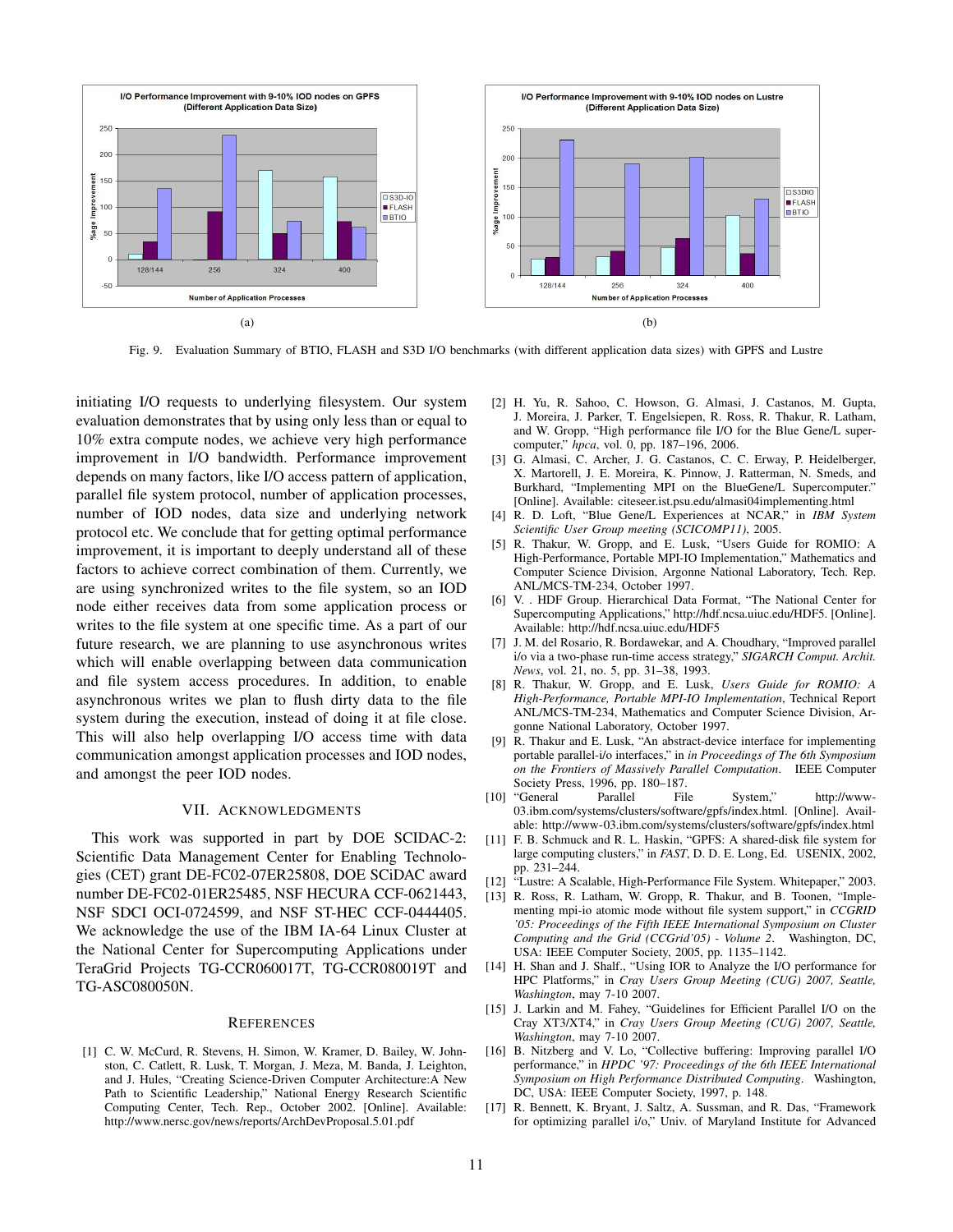Fig. 9. Evaluation Summary of BTIO, FLASH and S3D I/O benchmarks (with different application data sizes) with GPFS and Lustre

initiating I/O requests to underlying filesystem. Our system evaluation demonstrates that by using only less than or equal to 10% extra compute nodes, we achieve very high performance improvement in I/O bandwidth. Performance improvement depends on many factors, like I/O access pattern of application, parallel file system protocol, number of application processes, number of IOD nodes, data size and underlying network protocol etc. We conclude that for getting optimal performance improvement, it is important to deeply understand all of these factors to achieve correct combination of them. Currently, we are using synchronized writes to the file system, so an IOD node either receives data from some application process or writes to the file system at one specific time. As a part of our future research, we are planning to use asynchronous writes which will enable overlapping between data communication and file system access procedures. In addition, to enable asynchronous writes we plan to flush dirty data to the file system during the execution, instead of doing it at file close. This will also help overlapping I/O access time with data communication amongst application processes and IOD nodes, and amongst the peer IOD nodes.

## VII. Acknowledgments

This work was supported in part by DOE SCIDAC-2: Scientific Data Management Center for Enabling Technologies (CET) grant DE-FC02-07ER25808, DOE SCiDAC award number DE-FC02-01ER25485, NSF HECURA CCF-0621443, NSF SDCI OCI-0724599, and NSF ST-HEC CCF-0444405. We acknowledge the use of the IBM IA-64 Linux Cluster at the National Center for Supercomputing Applications under TeraGrid Projects TG-CCR060017T, TG-CCR080019T and TG-ASC080050N.

## References

[1] C. W. McCurd, R. Stevens, H. Simon, W. Kramer, D. Bailey, W. Johnston, C. Catlett, R. Lusk, T. Morgan, J. Meza, M. Banda, J. Leighton, and J. Hules, "Creating Science-Driven Computer Architecture:A New Path to Scientific Leadership," National Energy Research Scientific Computing Center, Tech. Rep., October 2002. [Online]. Available: http://www.nersc.gov/news/reports/ArchDevProposal.5.01.pdf

[2] H. Yu, R. Sahoo, C. Howson, G. Almasi, J. Castanos, M. Gupta, J. Moreira, J. Parker, T. Engelsiepen, R. Ross, R. Thakur, R. Latham, and W. Gropp, "High performance file I/O for the Blue Gene/L supercomputer," *hpca*, vol. 0, pp. 187–196, 2006.

[3] G. Almasi, C. Archer, J. G. Castanos, C. C. Erway, P. Heidelberger, X. Martorell, J. E. Moreira, K. Pinnow, J. Ratterman, N. Smeds, and Burkhard, "Implementing MPI on the BlueGene/L Supercomputer." [Online]. Available: citeseer.ist.psu.edu/almasi04implementing.html

[4] R. D. Loft, "Blue Gene/L Experiences at NCAR," in *IBM System Scientific User Group meeting (SCICOMP11)*, 2005.

[5] R. Thakur, W. Gropp, and E. Lusk, "Users Guide for ROMIO: A High-Performance, Portable MPI-IO Implementation," Mathematics and Computer Science Division, Argonne National Laboratory, Tech. Rep. ANL/MCS-TM-234, October 1997.

[6] V. . HDF Group. Hierarchical Data Format, "The National Center for Supercomputing Applications," http://hdf.ncsa.uiuc.edu/HDF5. [Online]. Available: http://hdf.ncsa.uiuc.edu/HDF5

[7] J. M. del Rosario, R. Bordawekar, and A. Choudhary, "Improved parallel i/o via a two-phase run-time access strategy," *SIGARCH Comput. Archit. News*, vol. 21, no. 5, pp. 31–38, 1993.

[8] R. Thakur, W. Gropp, and E. Lusk, *Users Guide for ROMIO: A High-Performance, Portable MPI-IO Implementation*, Technical Report ANL/MCS-TM-234, Mathematics and Computer Science Division, Argonne National Laboratory, October 1997.

[9] R. Thakur and E. Lusk, "An abstract-device interface for implementing portable parallel-i/o interfaces," in *in Proceedings of The 6th Symposium on the Frontiers of Massively Parallel Computation*. IEEE Computer Society Press, 1996, pp. 180–187.

[10] "General Parallel File System," http://www-03.ibm.com/systems/clusters/software/gpfs/index.html. [Online]. Available: http://www-03.ibm.com/systems/clusters/software/gpfs/index.html

[11] F. B. Schmuck and R. L. Haskin, "GPFS: A shared-disk file system for large computing clusters," in *FAST*, D. D. E. Long, Ed. USENIX, 2002, pp. 231–244.

[12] "Lustre: A Scalable, High-Performance File System. Whitepaper," 2003.

[13] R. Ross, R. Latham, W. Gropp, R. Thakur, and B. Toonen, "Implementing mpi-io atomic mode without file system support," in *CCGRID '05: Proceedings of the Fifth IEEE International Symposium on Cluster Computing and the Grid (CCGrid'05) - Volume 2*. Washington, DC, USA: IEEE Computer Society, 2005, pp. 1135–1142.

[14] H. Shan and J. Shalf., "Using IOR to Analyze the I/O performance for HPC Platforms," in *Cray Users Group Meeting (CUG) 2007, Seattle, Washington*, may 7-10 2007.

[15] J. Larkin and M. Fahey, "Guidelines for Efficient Parallel I/O on the Cray XT3/XT4," in *Cray Users Group Meeting (CUG) 2007, Seattle, Washington*, may 7-10 2007.

[16] B. Nitzberg and V. Lo, "Collective buffering: Improving parallel I/O performance," in *HPDC '97: Proceedings of the 6th IEEE International Symposium on High Performance Distributed Computing*. Washington, DC, USA: IEEE Computer Society, 1997, p. 148.

[17] R. Bennett, K. Bryant, J. Saltz, A. Sussman, and R. Das, "Framework for optimizing parallel i/o," Univ. of Maryland Institute for Advanced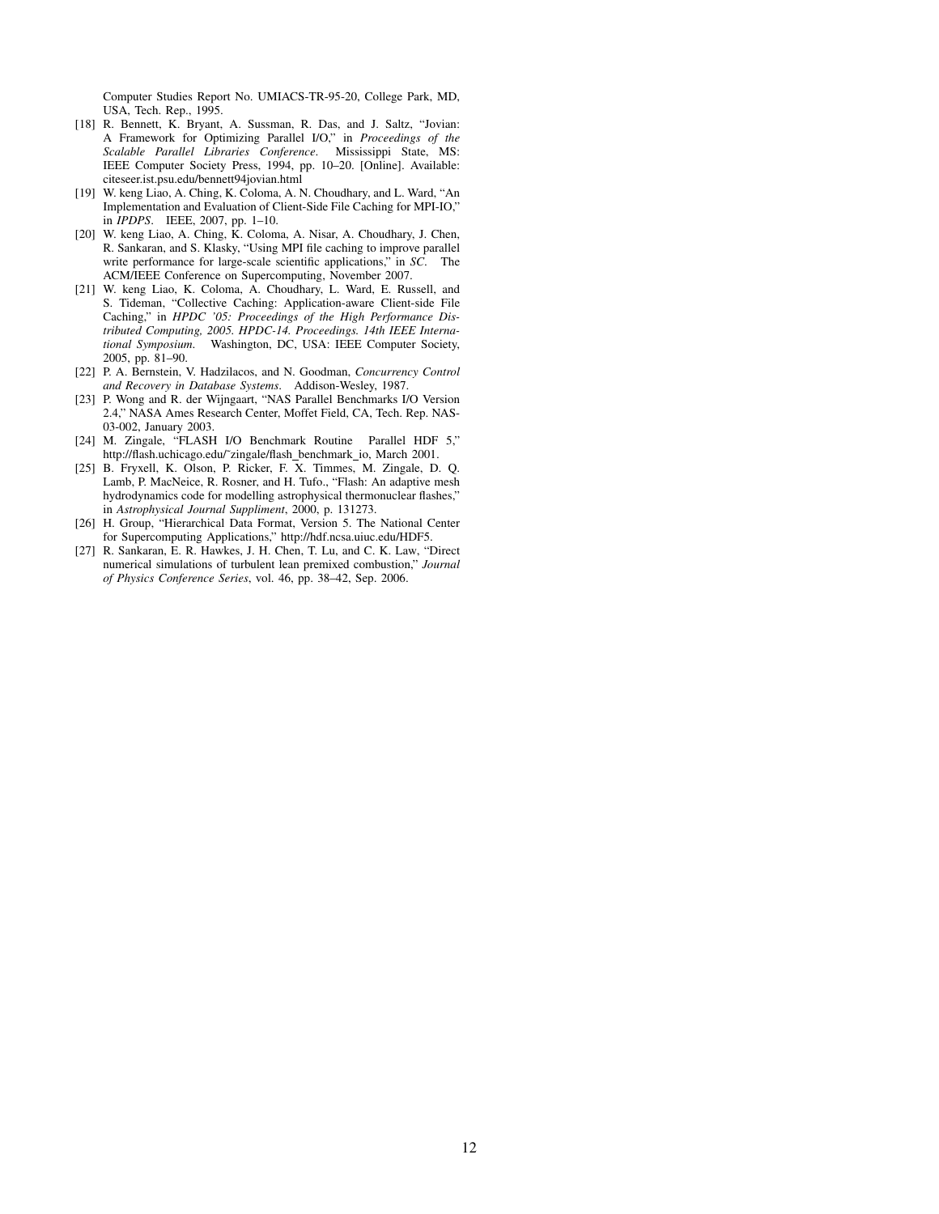Computer Studies Report No. UMIACS-TR-95-20, College Park, MD, USA, Tech. Rep., 1995.

[18] R. Bennett, K. Bryant, A. Sussman, R. Das, and J. Saltz, "Jovian: A Framework for Optimizing Parallel I/O," in *Proceedings of the Scalable Parallel Libraries Conference*. Mississippi State, MS: IEEE Computer Society Press, 1994, pp. 10–20. [Online]. Available: citeseer.ist.psu.edu/bennett94jovian.html

[19] W. keng Liao, A. Ching, K. Coloma, A. N. Choudhary, and L. Ward, "An Implementation and Evaluation of Client-Side File Caching for MPI-IO," in *IPDPS*. IEEE, 2007, pp. 1–10.

[20] W. keng Liao, A. Ching, K. Coloma, A. Nisar, A. Choudhary, J. Chen, R. Sankaran, and S. Klasky, "Using MPI file caching to improve parallel write performance for large-scale scientific applications," in *SC*. The ACM/IEEE Conference on Supercomputing, November 2007.

[21] W. keng Liao, K. Coloma, A. Choudhary, L. Ward, E. Russell, and S. Tideman, "Collective Caching: Application-aware Client-side File Caching," in *HPDC '05: Proceedings of the High Performance Distributed Computing, 2005. HPDC-14. Proceedings. 14th IEEE International Symposium*. Washington, DC, USA: IEEE Computer Society, 2005, pp. 81–90.

[22] P. A. Bernstein, V. Hadzilacos, and N. Goodman, *Concurrency Control and Recovery in Database Systems*. Addison-Wesley, 1987.

[23] P. Wong and R. der Wijngaart, "NAS Parallel Benchmarks I/O Version 2.4," NASA Ames Research Center, Moffet Field, CA, Tech. Rep. NAS-03-002, January 2003.

[24] M. Zingale, "FLASH I/O Benchmark Routine Parallel HDF 5," http://flash.uchicago.edu/~zingale/flash_benchmark_io, March 2001.

[25] B. Fryxell, K. Olson, P. Ricker, F. X. Timmes, M. Zingale, D. Q. Lamb, P. MacNeice, R. Rosner, and H. Tufo., "Flash: An adaptive mesh hydrodynamics code for modelling astrophysical thermonuclear flashes," in *Astrophysical Journal Suppliment*, 2000, p. 131273.

[26] H. Group, "Hierarchical Data Format, Version 5. The National Center for Supercomputing Applications," http://hdf.ncsa.uiuc.edu/HDF5.

[27] R. Sankaran, E. R. Hawkes, J. H. Chen, T. Lu, and C. K. Law, "Direct numerical simulations of turbulent lean premixed combustion," *Journal of Physics Conference Series*, vol. 46, pp. 38–42, Sep. 2006.